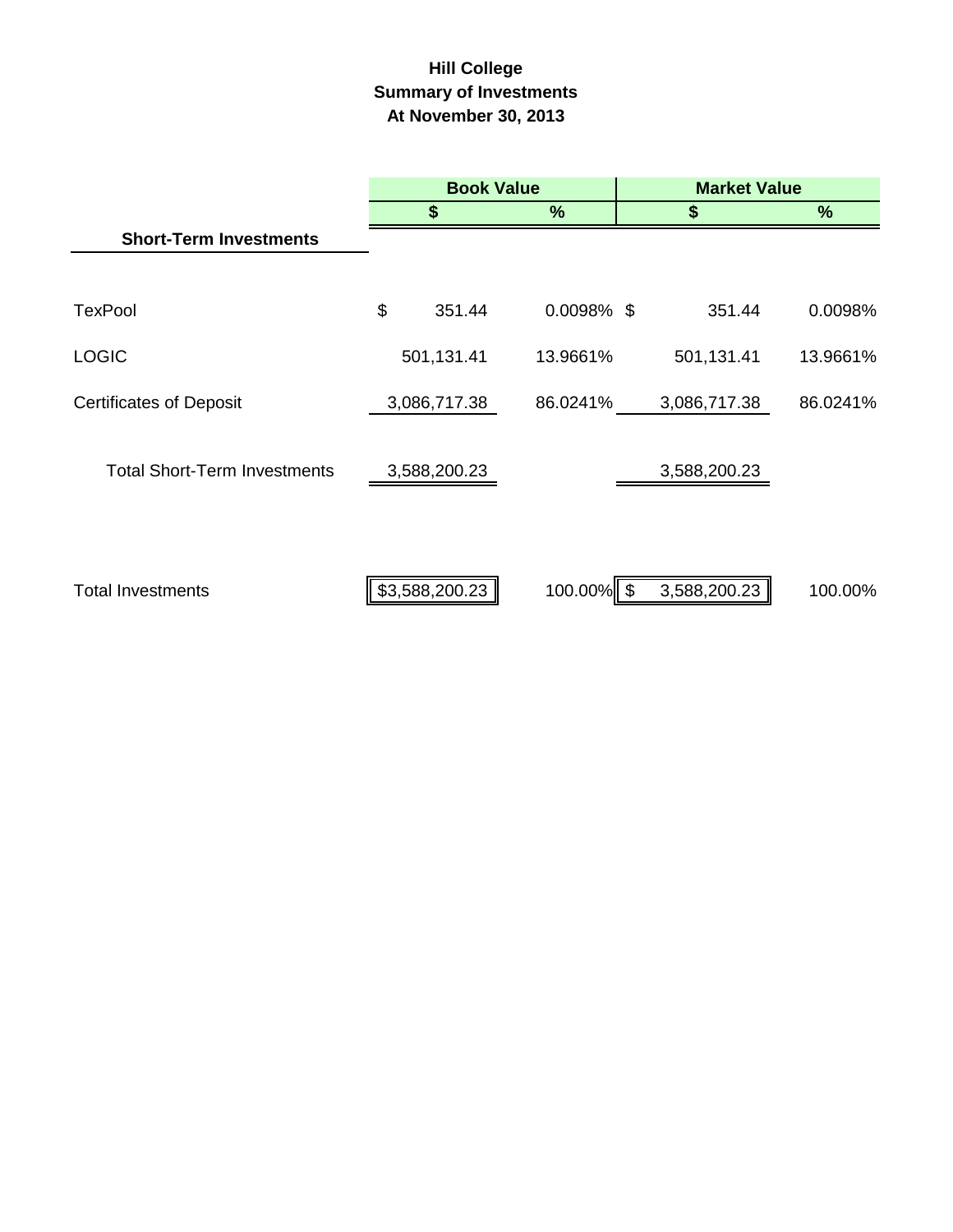# Hill College
## Summary of Investments
### At November 30, 2013

| | Book Value | | Market Value | |
|---|---|---|---|---|
| | $ | % | $ | % |
| **Short-Term Investments** | | | | |
| TexPool | $ 351.44 | 0.0098% | $ 351.44 | 0.0098% |
| LOGIC | 501,131.41 | 13.9661% | 501,131.41 | 13.9661% |
| Certificates of Deposit | 3,086,717.38 | 86.0241% | 3,086,717.38 | 86.0241% |
| Total Short-Term Investments | 3,588,200.23 | | 3,588,200.23 | |
| Total Investments | $3,588,200.23 | 100.00% | $ 3,588,200.23 | 100.00% |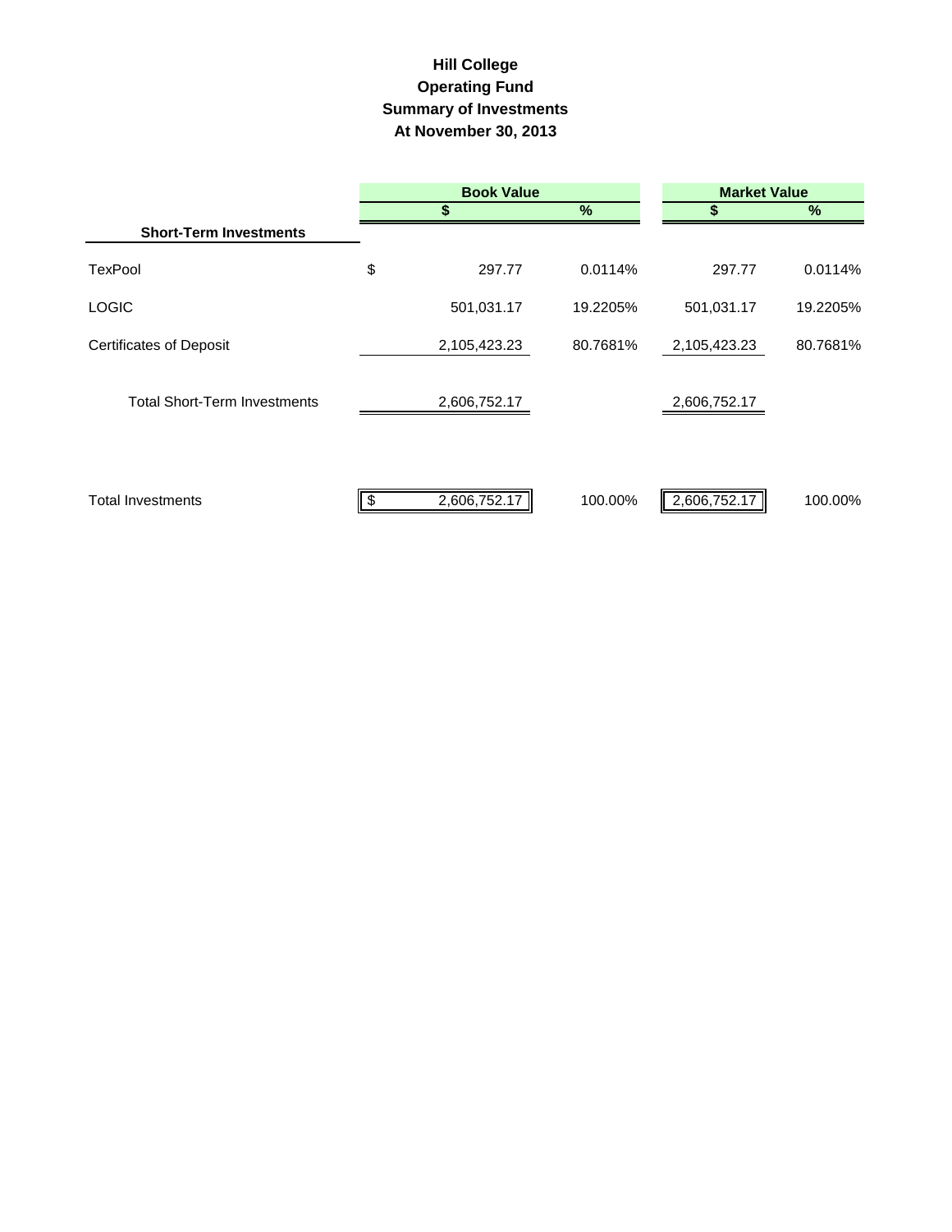# Hill College
## Operating Fund
## Summary of Investments
## At November 30, 2013

| | Book Value | | Market Value | |
|---|---|---|---|---|
| | $ | % | $ | % |
| **Short-Term Investments** | | | | |
| TexPool | $ 297.77 | 0.0114% | 297.77 | 0.0114% |
| LOGIC | 501,031.17 | 19.2205% | 501,031.17 | 19.2205% |
| Certificates of Deposit | 2,105,423.23 | 80.7681% | 2,105,423.23 | 80.7681% |
| Total Short-Term Investments | 2,606,752.17 | | 2,606,752.17 | |
| Total Investments | $ 2,606,752.17 | 100.00% | 2,606,752.17 | 100.00% |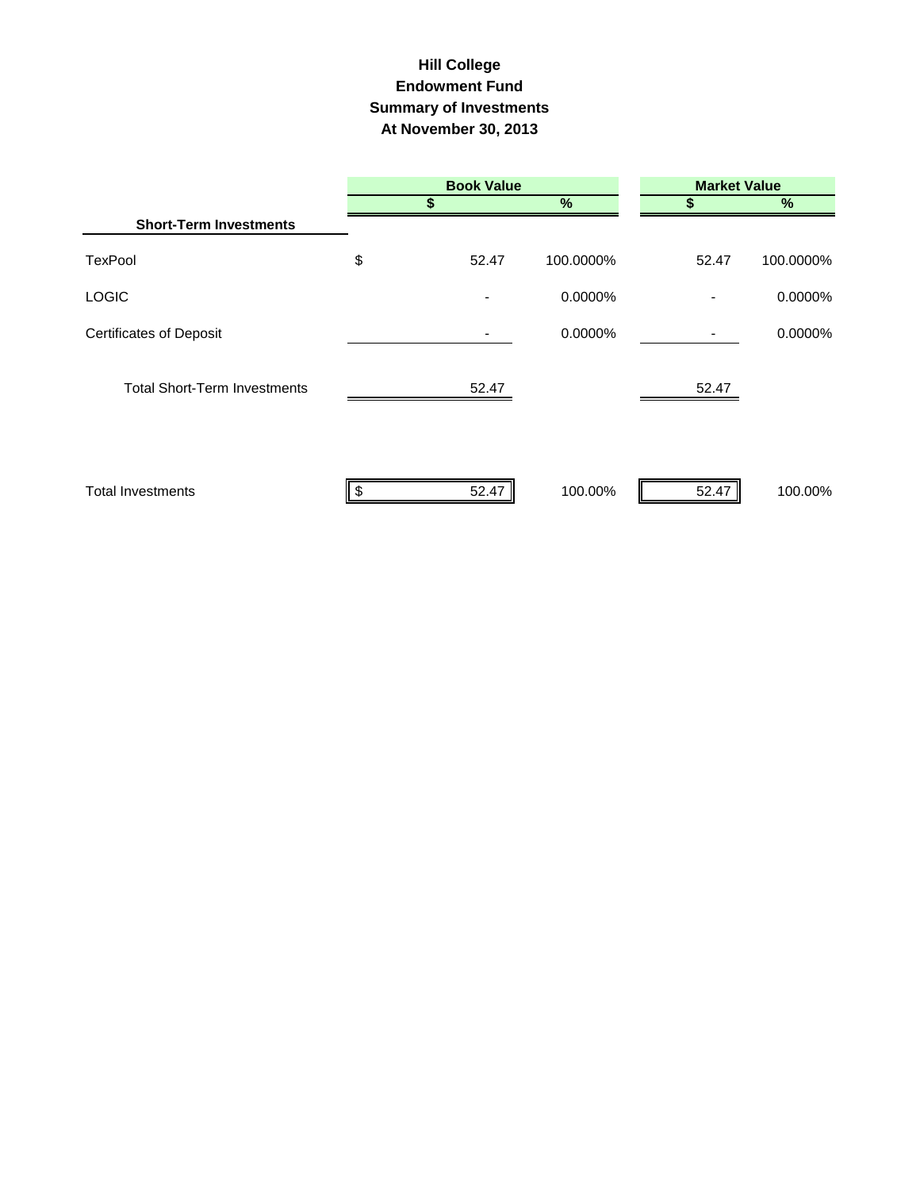# Hill College
## Endowment Fund
## Summary of Investments
## At November 30, 2013

| | Book Value | | Market Value | |
|---|---|---|---|---|
| | $ | % | $ | % |
| **Short-Term Investments** | | | | |
| TexPool | $ 52.47 | 100.0000% | 52.47 | 100.0000% |
| LOGIC | - | 0.0000% | - | 0.0000% |
| Certificates of Deposit | - | 0.0000% | - | 0.0000% |
| Total Short-Term Investments | 52.47 | | 52.47 | |
| Total Investments | $ 52.47 | 100.00% | 52.47 | 100.00% |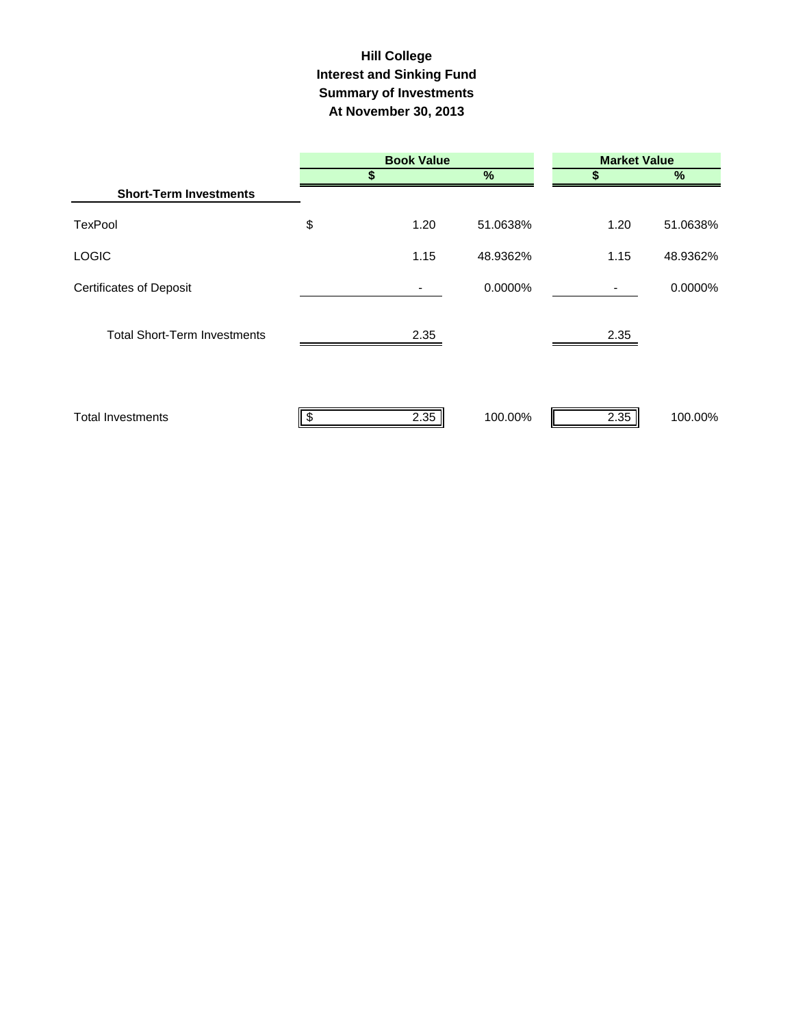# Hill College
## Interest and Sinking Fund
## Summary of Investments
## At November 30, 2013

| | Book Value | | Market Value | |
|---|---|---|---|---|
| | $ | % | $ | % |
| **Short-Term Investments** | | | | |
| TexPool | $ 1.20 | 51.0638% | 1.20 | 51.0638% |
| LOGIC | 1.15 | 48.9362% | 1.15 | 48.9362% |
| Certificates of Deposit | - | 0.0000% | - | 0.0000% |
| Total Short-Term Investments | 2.35 | | 2.35 | |
| Total Investments | $ 2.35 | 100.00% | 2.35 | 100.00% |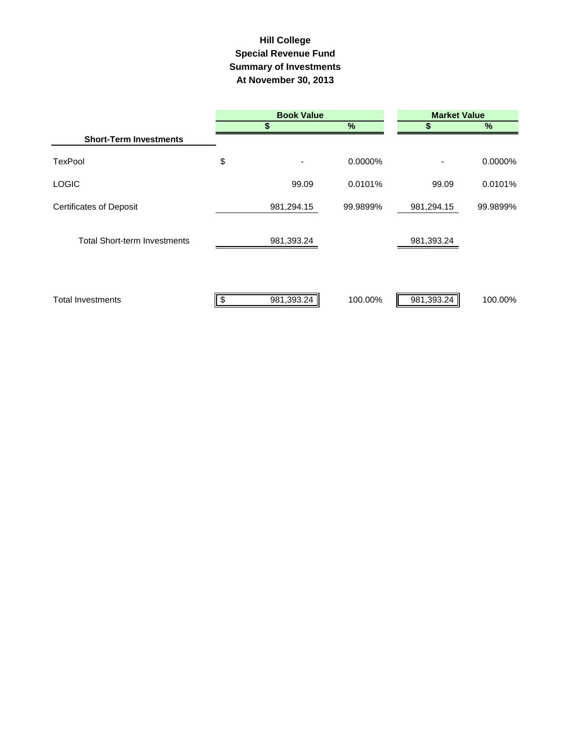# Hill College
## Special Revenue Fund
## Summary of Investments
## At November 30, 2013

| | Book Value | | Market Value | |
|---|---|---|---|---|
| | $ | % | $ | % |
| **Short-Term Investments** | | | | |
| TexPool | $ - | 0.0000% | - | 0.0000% |
| LOGIC | 99.09 | 0.0101% | 99.09 | 0.0101% |
| Certificates of Deposit | 981,294.15 | 99.9899% | 981,294.15 | 99.9899% |
| Total Short-term Investments | 981,393.24 | | 981,393.24 | |
| Total Investments | $ 981,393.24 | 100.00% | 981,393.24 | 100.00% |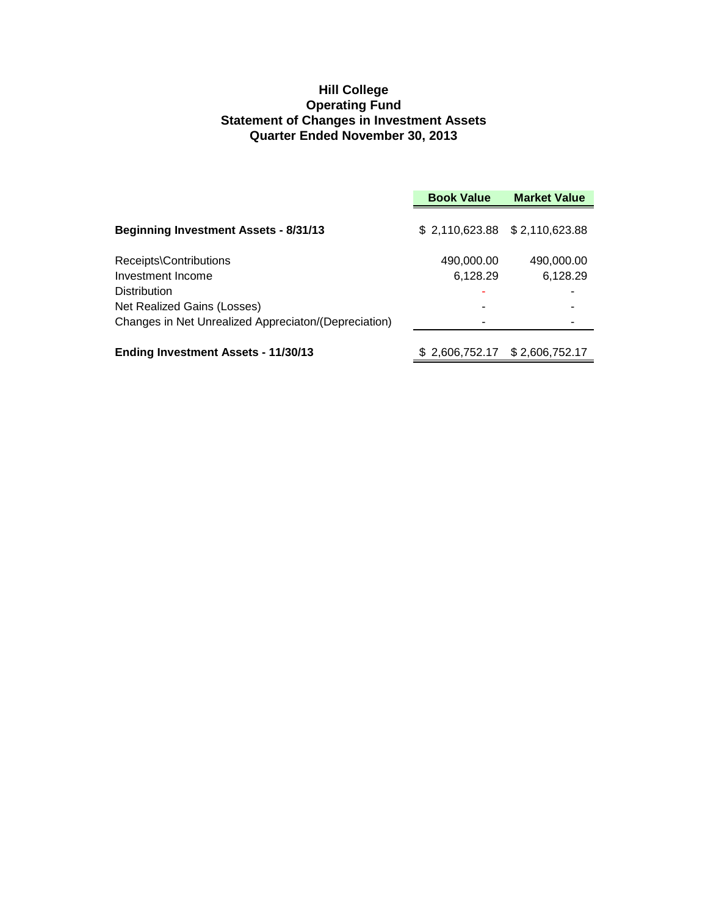# Hill College
## Operating Fund
## Statement of Changes in Investment Assets
## Quarter Ended November 30, 2013

| | Book Value | Market Value |
|---|---|---|
| **Beginning Investment Assets - 8/31/13** | $ 2,110,623.88 | $ 2,110,623.88 |
| Receipts\Contributions | 490,000.00 | 490,000.00 |
| Investment Income | 6,128.29 | 6,128.29 |
| Distribution | - | - |
| Net Realized Gains (Losses) | - | - |
| Changes in Net Unrealized Appreciaton/(Depreciation) | - | - |
| **Ending Investment Assets - 11/30/13** | $ 2,606,752.17 | $ 2,606,752.17 |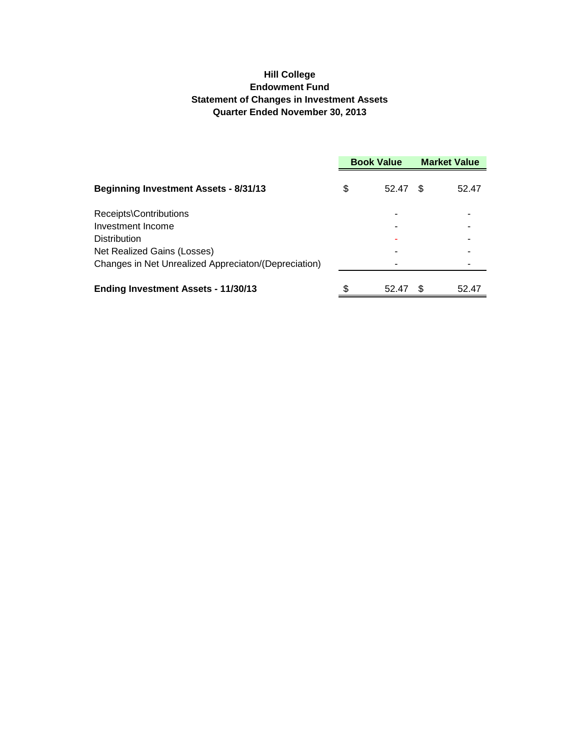**Hill College**
**Endowment Fund**
**Statement of Changes in Investment Assets**
**Quarter Ended November 30, 2013**

| | Book Value | Market Value |
|---|---|---|
| **Beginning Investment Assets - 8/31/13** | $ 52.47 | $ 52.47 |
| Receipts\Contributions | - | - |
| Investment Income | - | - |
| Distribution | - | - |
| Net Realized Gains (Losses) | - | - |
| Changes in Net Unrealized Appreciaton/(Depreciation) | - | - |
| **Ending Investment Assets - 11/30/13** | $ 52.47 | $ 52.47 |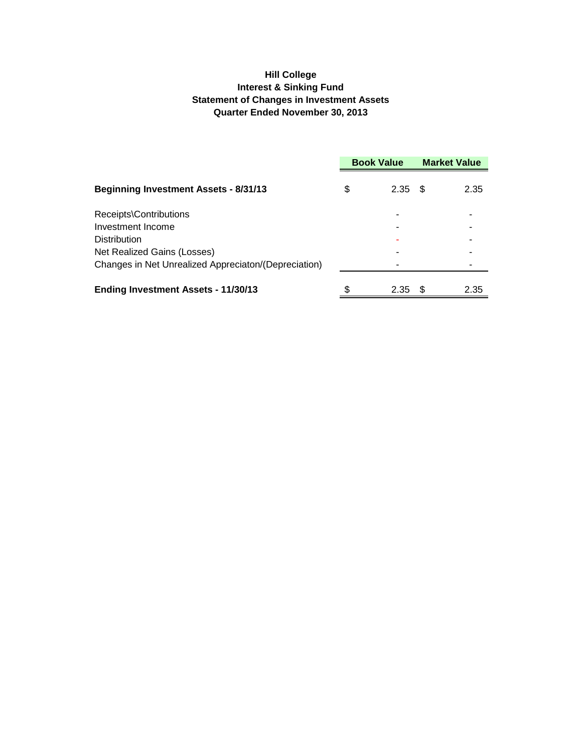**Hill College**
**Interest & Sinking Fund**
**Statement of Changes in Investment Assets**
**Quarter Ended November 30, 2013**

| | Book Value | Market Value |
|---|---|---|
| **Beginning Investment Assets - 8/31/13** | $ 2.35 | $ 2.35 |
| Receipts\Contributions | - | - |
| Investment Income | - | - |
| Distribution | - | - |
| Net Realized Gains (Losses) | - | - |
| Changes in Net Unrealized Appreciaton/(Depreciation) | - | - |
| **Ending Investment Assets - 11/30/13** | $ 2.35 | $ 2.35 |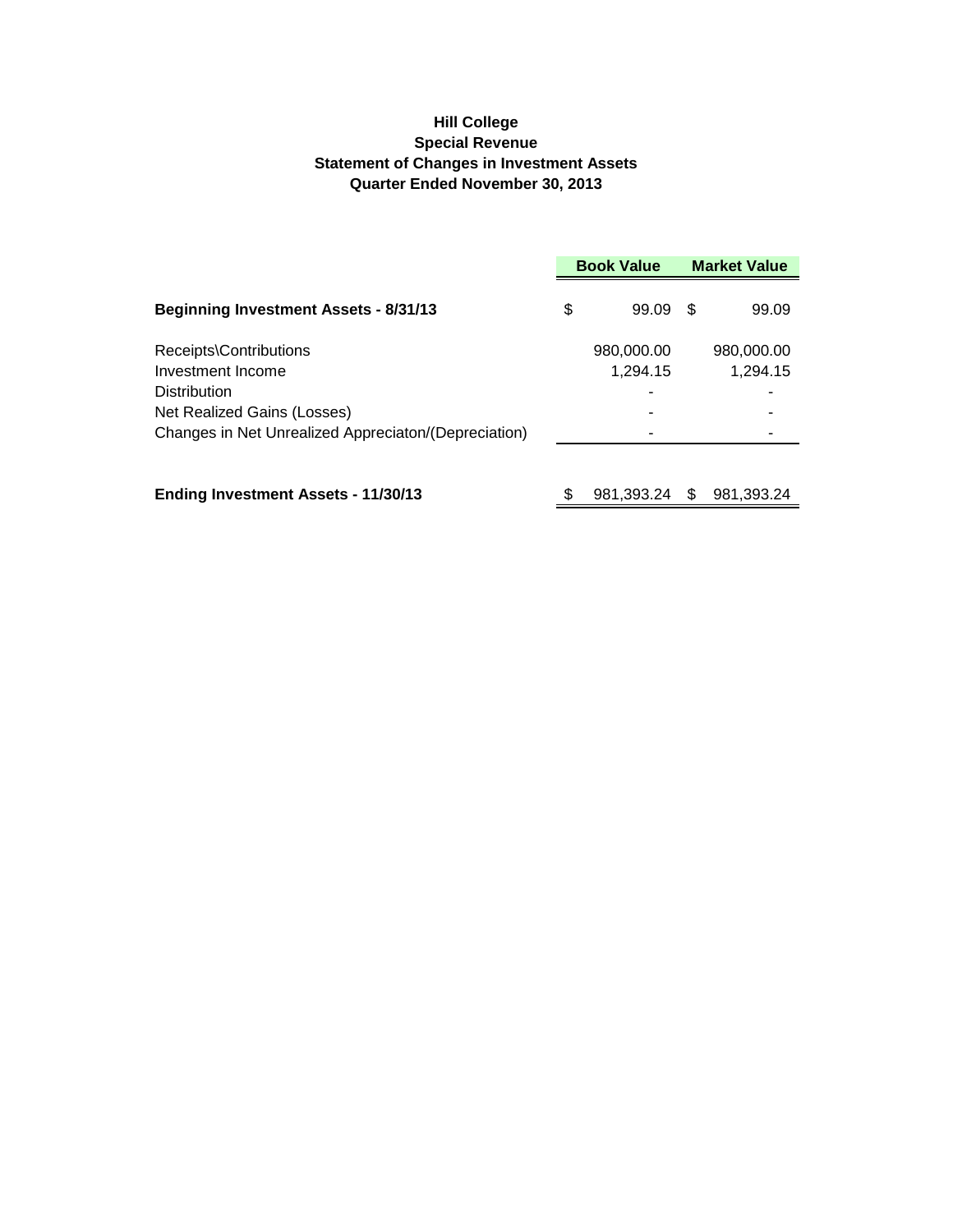**Hill College**
**Special Revenue**
**Statement of Changes in Investment Assets**
**Quarter Ended November 30, 2013**

| | Book Value | Market Value |
|---|---|---|
| **Beginning Investment Assets - 8/31/13** | $ 99.09 | $ 99.09 |
| Receipts\Contributions | 980,000.00 | 980,000.00 |
| Investment Income | 1,294.15 | 1,294.15 |
| Distribution | - | - |
| Net Realized Gains (Losses) | - | - |
| Changes in Net Unrealized Appreciaton/(Depreciation) | - | - |
| **Ending Investment Assets - 11/30/13** | $ 981,393.24 | $ 981,393.24 |